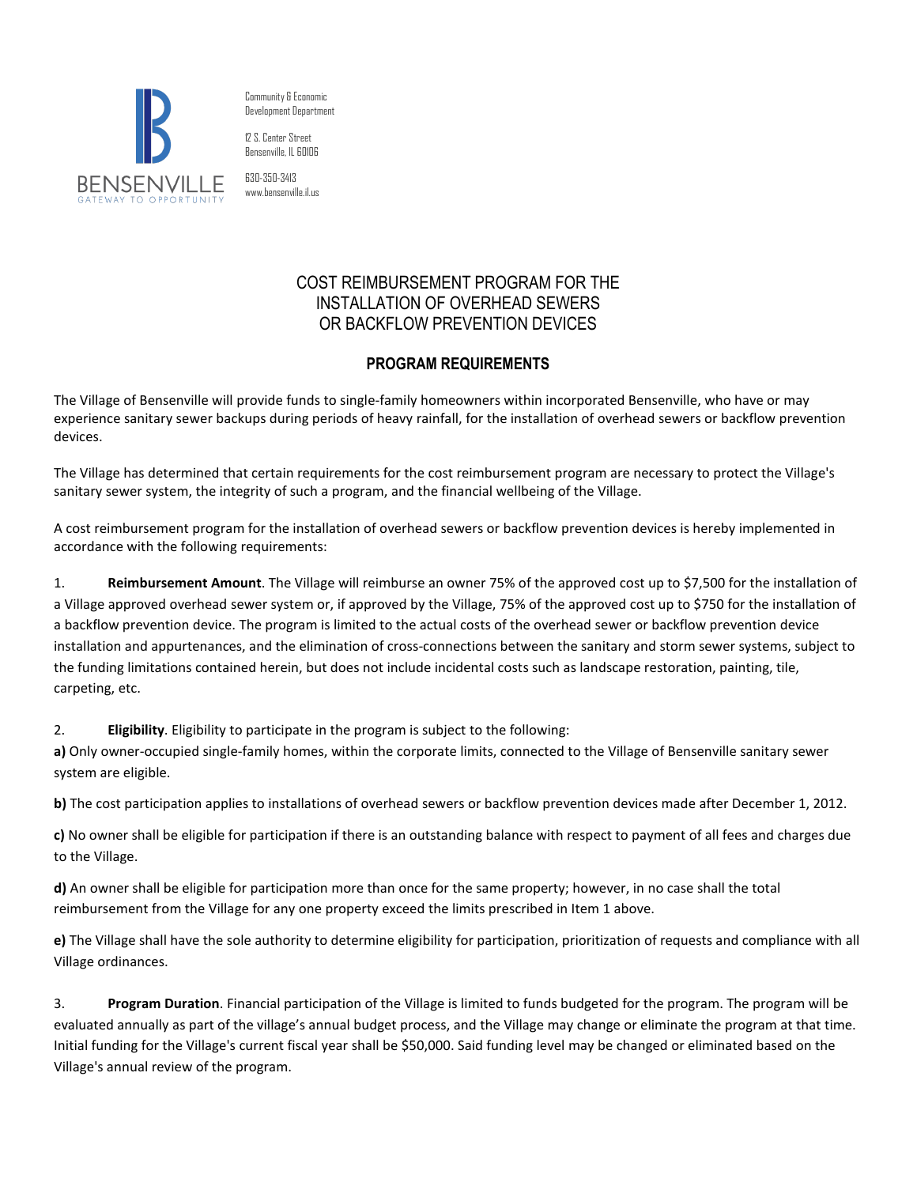BENSENVILLE
GATEWAY TO OPPORTUNITY

Community & Economic Development Department

12 S. Center Street
Bensenville, IL 60106

630-350-3413
www.bensenville.il.us

# COST REIMBURSEMENT PROGRAM FOR THE INSTALLATION OF OVERHEAD SEWERS OR BACKFLOW PREVENTION DEVICES

## PROGRAM REQUIREMENTS

The Village of Bensenville will provide funds to single-family homeowners within incorporated Bensenville, who have or may experience sanitary sewer backups during periods of heavy rainfall, for the installation of overhead sewers or backflow prevention devices.

The Village has determined that certain requirements for the cost reimbursement program are necessary to protect the Village's sanitary sewer system, the integrity of such a program, and the financial wellbeing of the Village.

A cost reimbursement program for the installation of overhead sewers or backflow prevention devices is hereby implemented in accordance with the following requirements:

1. **Reimbursement Amount**. The Village will reimburse an owner 75% of the approved cost up to $7,500 for the installation of a Village approved overhead sewer system or, if approved by the Village, 75% of the approved cost up to $750 for the installation of a backflow prevention device. The program is limited to the actual costs of the overhead sewer or backflow prevention device installation and appurtenances, and the elimination of cross-connections between the sanitary and storm sewer systems, subject to the funding limitations contained herein, but does not include incidental costs such as landscape restoration, painting, tile, carpeting, etc.

2. **Eligibility**. Eligibility to participate in the program is subject to the following:

**a)** Only owner-occupied single-family homes, within the corporate limits, connected to the Village of Bensenville sanitary sewer system are eligible.

**b)** The cost participation applies to installations of overhead sewers or backflow prevention devices made after December 1, 2012.

**c)** No owner shall be eligible for participation if there is an outstanding balance with respect to payment of all fees and charges due to the Village.

**d)** An owner shall be eligible for participation more than once for the same property; however, in no case shall the total reimbursement from the Village for any one property exceed the limits prescribed in Item 1 above.

**e)** The Village shall have the sole authority to determine eligibility for participation, prioritization of requests and compliance with all Village ordinances.

3. **Program Duration**. Financial participation of the Village is limited to funds budgeted for the program. The program will be evaluated annually as part of the village's annual budget process, and the Village may change or eliminate the program at that time. Initial funding for the Village's current fiscal year shall be $50,000. Said funding level may be changed or eliminated based on the Village's annual review of the program.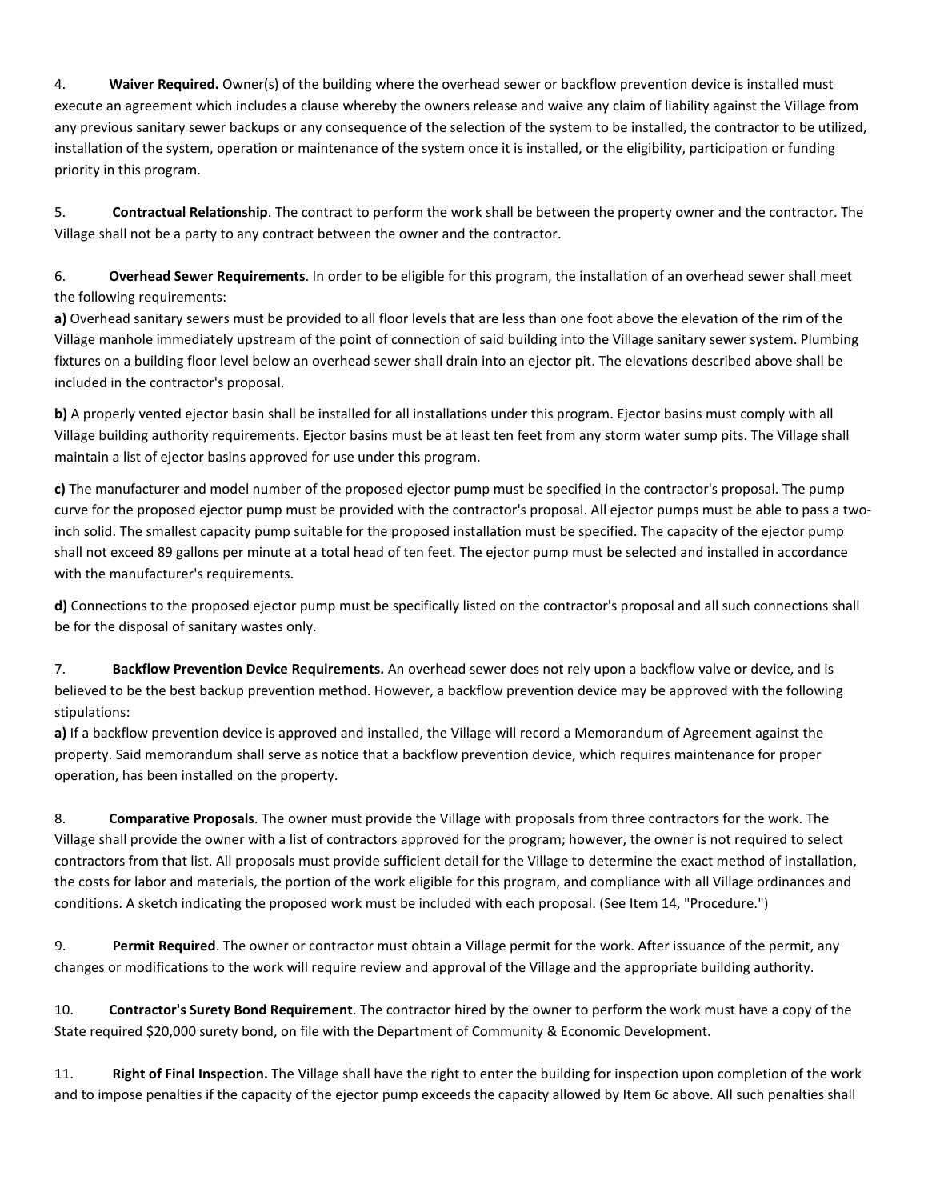4. **Waiver Required.** Owner(s) of the building where the overhead sewer or backflow prevention device is installed must execute an agreement which includes a clause whereby the owners release and waive any claim of liability against the Village from any previous sanitary sewer backups or any consequence of the selection of the system to be installed, the contractor to be utilized, installation of the system, operation or maintenance of the system once it is installed, or the eligibility, participation or funding priority in this program.

5. **Contractual Relationship**. The contract to perform the work shall be between the property owner and the contractor. The Village shall not be a party to any contract between the owner and the contractor.

6. **Overhead Sewer Requirements**. In order to be eligible for this program, the installation of an overhead sewer shall meet the following requirements:

**a)** Overhead sanitary sewers must be provided to all floor levels that are less than one foot above the elevation of the rim of the Village manhole immediately upstream of the point of connection of said building into the Village sanitary sewer system. Plumbing fixtures on a building floor level below an overhead sewer shall drain into an ejector pit. The elevations described above shall be included in the contractor's proposal.

**b)** A properly vented ejector basin shall be installed for all installations under this program. Ejector basins must comply with all Village building authority requirements. Ejector basins must be at least ten feet from any storm water sump pits. The Village shall maintain a list of ejector basins approved for use under this program.

**c)** The manufacturer and model number of the proposed ejector pump must be specified in the contractor's proposal. The pump curve for the proposed ejector pump must be provided with the contractor's proposal. All ejector pumps must be able to pass a two-inch solid. The smallest capacity pump suitable for the proposed installation must be specified. The capacity of the ejector pump shall not exceed 89 gallons per minute at a total head of ten feet. The ejector pump must be selected and installed in accordance with the manufacturer's requirements.

**d)** Connections to the proposed ejector pump must be specifically listed on the contractor's proposal and all such connections shall be for the disposal of sanitary wastes only.

7. **Backflow Prevention Device Requirements.** An overhead sewer does not rely upon a backflow valve or device, and is believed to be the best backup prevention method. However, a backflow prevention device may be approved with the following stipulations:

**a)** If a backflow prevention device is approved and installed, the Village will record a Memorandum of Agreement against the property. Said memorandum shall serve as notice that a backflow prevention device, which requires maintenance for proper operation, has been installed on the property.

8. **Comparative Proposals**. The owner must provide the Village with proposals from three contractors for the work. The Village shall provide the owner with a list of contractors approved for the program; however, the owner is not required to select contractors from that list. All proposals must provide sufficient detail for the Village to determine the exact method of installation, the costs for labor and materials, the portion of the work eligible for this program, and compliance with all Village ordinances and conditions. A sketch indicating the proposed work must be included with each proposal. (See Item 14, "Procedure.")

9. **Permit Required**. The owner or contractor must obtain a Village permit for the work. After issuance of the permit, any changes or modifications to the work will require review and approval of the Village and the appropriate building authority.

10. **Contractor's Surety Bond Requirement**. The contractor hired by the owner to perform the work must have a copy of the State required $20,000 surety bond, on file with the Department of Community & Economic Development.

11. **Right of Final Inspection.** The Village shall have the right to enter the building for inspection upon completion of the work and to impose penalties if the capacity of the ejector pump exceeds the capacity allowed by Item 6c above. All such penalties shall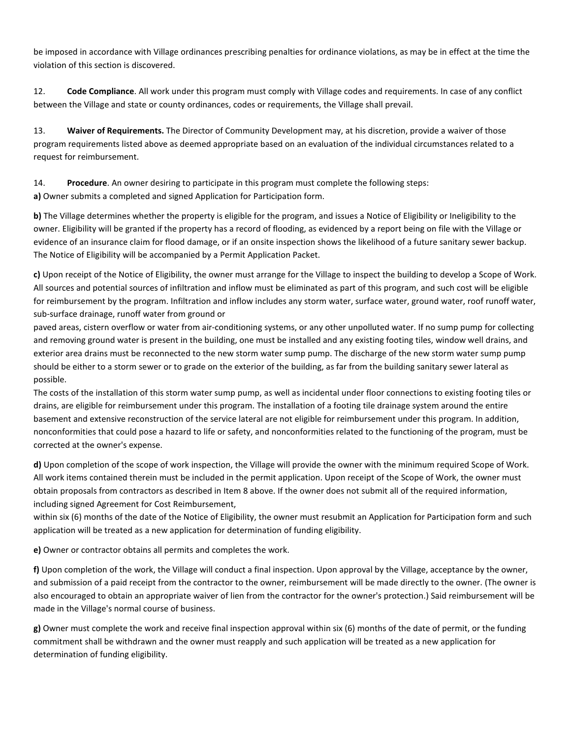be imposed in accordance with Village ordinances prescribing penalties for ordinance violations, as may be in effect at the time the violation of this section is discovered.

12. **Code Compliance**. All work under this program must comply with Village codes and requirements. In case of any conflict between the Village and state or county ordinances, codes or requirements, the Village shall prevail.

13. **Waiver of Requirements.** The Director of Community Development may, at his discretion, provide a waiver of those program requirements listed above as deemed appropriate based on an evaluation of the individual circumstances related to a request for reimbursement.

14. **Procedure**. An owner desiring to participate in this program must complete the following steps:

**a)** Owner submits a completed and signed Application for Participation form.

**b)** The Village determines whether the property is eligible for the program, and issues a Notice of Eligibility or Ineligibility to the owner. Eligibility will be granted if the property has a record of flooding, as evidenced by a report being on file with the Village or evidence of an insurance claim for flood damage, or if an onsite inspection shows the likelihood of a future sanitary sewer backup. The Notice of Eligibility will be accompanied by a Permit Application Packet.

**c)** Upon receipt of the Notice of Eligibility, the owner must arrange for the Village to inspect the building to develop a Scope of Work. All sources and potential sources of infiltration and inflow must be eliminated as part of this program, and such cost will be eligible for reimbursement by the program. Infiltration and inflow includes any storm water, surface water, ground water, roof runoff water, sub-surface drainage, runoff water from ground or paved areas, cistern overflow or water from air-conditioning systems, or any other unpolluted water. If no sump pump for collecting and removing ground water is present in the building, one must be installed and any existing footing tiles, window well drains, and exterior area drains must be reconnected to the new storm water sump pump. The discharge of the new storm water sump pump should be either to a storm sewer or to grade on the exterior of the building, as far from the building sanitary sewer lateral as possible.

The costs of the installation of this storm water sump pump, as well as incidental under floor connections to existing footing tiles or drains, are eligible for reimbursement under this program. The installation of a footing tile drainage system around the entire basement and extensive reconstruction of the service lateral are not eligible for reimbursement under this program. In addition, nonconformities that could pose a hazard to life or safety, and nonconformities related to the functioning of the program, must be corrected at the owner's expense.

**d)** Upon completion of the scope of work inspection, the Village will provide the owner with the minimum required Scope of Work. All work items contained therein must be included in the permit application. Upon receipt of the Scope of Work, the owner must obtain proposals from contractors as described in Item 8 above. If the owner does not submit all of the required information, including signed Agreement for Cost Reimbursement, within six (6) months of the date of the Notice of Eligibility, the owner must resubmit an Application for Participation form and such application will be treated as a new application for determination of funding eligibility.

**e)** Owner or contractor obtains all permits and completes the work.

**f)** Upon completion of the work, the Village will conduct a final inspection. Upon approval by the Village, acceptance by the owner, and submission of a paid receipt from the contractor to the owner, reimbursement will be made directly to the owner. (The owner is also encouraged to obtain an appropriate waiver of lien from the contractor for the owner's protection.) Said reimbursement will be made in the Village's normal course of business.

**g)** Owner must complete the work and receive final inspection approval within six (6) months of the date of permit, or the funding commitment shall be withdrawn and the owner must reapply and such application will be treated as a new application for determination of funding eligibility.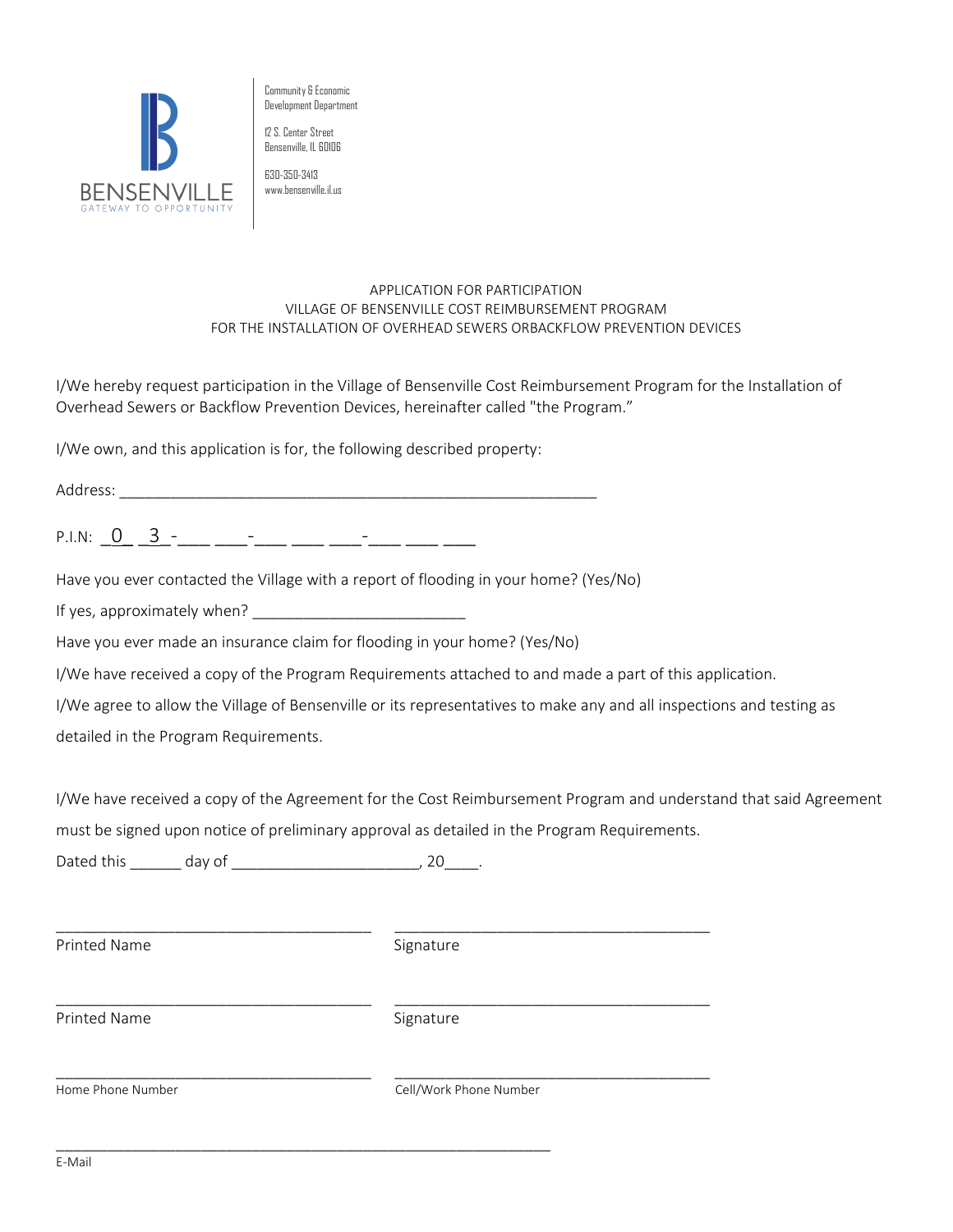BENSENVILLE
GATEWAY TO OPPORTUNITY

Community & Economic Development Department

12 S. Center Street
Bensenville, IL 60106

630-350-3413
www.bensenville.il.us

APPLICATION FOR PARTICIPATION
VILLAGE OF BENSENVILLE COST REIMBURSEMENT PROGRAM
FOR THE INSTALLATION OF OVERHEAD SEWERS ORBACKFLOW PREVENTION DEVICES

I/We hereby request participation in the Village of Bensenville Cost Reimbursement Program for the Installation of Overhead Sewers or Backflow Prevention Devices, hereinafter called "the Program."

I/We own, and this application is for, the following described property:

Address: ___________________________________________________________

P.I.N: _0_ _3_-___ ___-___ ___ ___-___ ___ ___

Have you ever contacted the Village with a report of flooding in your home? (Yes/No)

If yes, approximately when? _________________________

Have you ever made an insurance claim for flooding in your home? (Yes/No)

I/We have received a copy of the Program Requirements attached to and made a part of this application.

I/We agree to allow the Village of Bensenville or its representatives to make any and all inspections and testing as detailed in the Program Requirements.

I/We have received a copy of the Agreement for the Cost Reimbursement Program and understand that said Agreement must be signed upon notice of preliminary approval as detailed in the Program Requirements.

Dated this ______ day of ______________________, 20____.

_______________________________________ _______________________________________
Printed Name Signature

_______________________________________ _______________________________________
Printed Name Signature

_______________________________________ _______________________________________
Home Phone Number Cell/Work Phone Number

_______________________________________________________________
E-Mail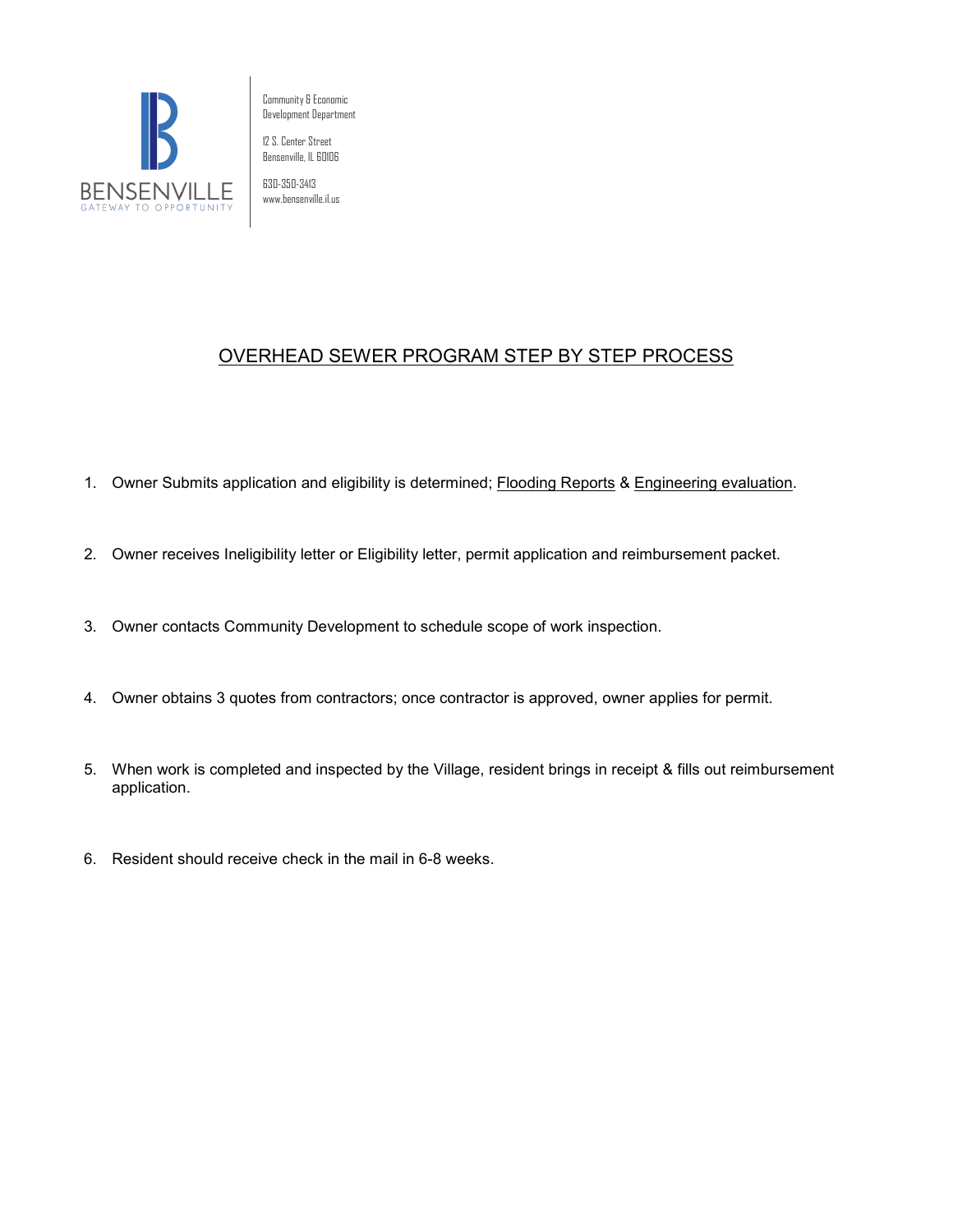BENSENVILLE
GATEWAY TO OPPORTUNITY

Community & Economic Development Department

12 S. Center Street
Bensenville, IL 60106

630-350-3413
www.bensenville.il.us

# OVERHEAD SEWER PROGRAM STEP BY STEP PROCESS

1. Owner Submits application and eligibility is determined; Flooding Reports & Engineering evaluation.
2. Owner receives Ineligibility letter or Eligibility letter, permit application and reimbursement packet.
3. Owner contacts Community Development to schedule scope of work inspection.
4. Owner obtains 3 quotes from contractors; once contractor is approved, owner applies for permit.
5. When work is completed and inspected by the Village, resident brings in receipt & fills out reimbursement application.
6. Resident should receive check in the mail in 6-8 weeks.